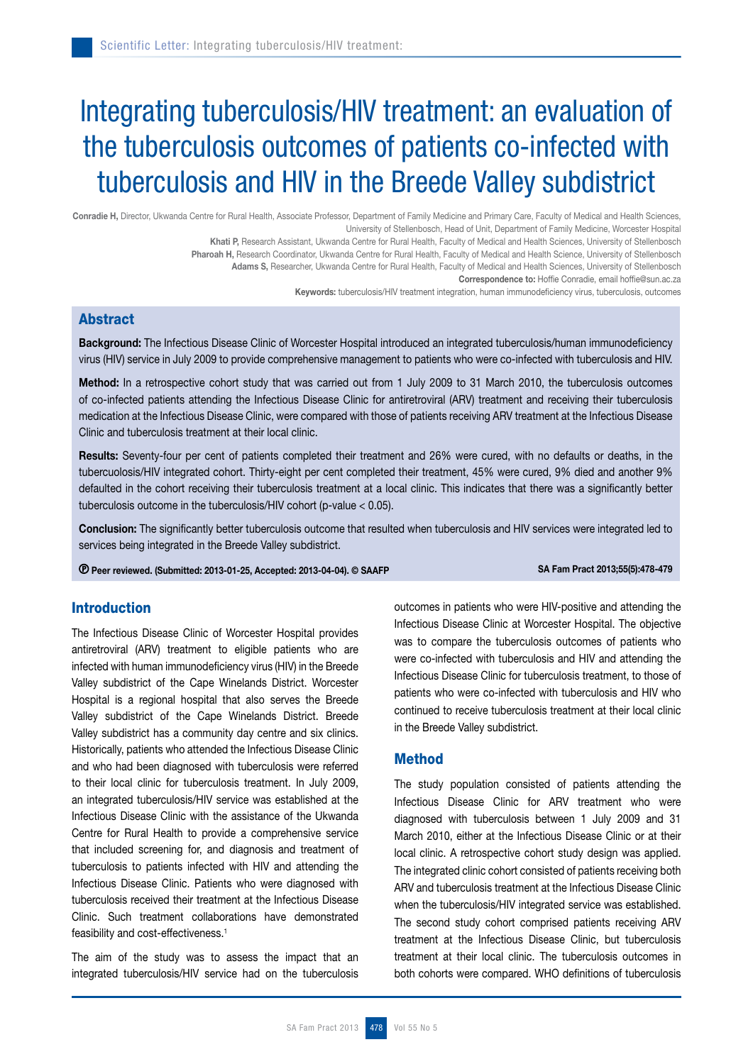# Integrating tuberculosis/HIV treatment: an evaluation of the tuberculosis outcomes of patients co-infected with tuberculosis and HIV in the Breede Valley subdistrict

**Conradie H,** Director, Ukwanda Centre for Rural Health, Associate Professor, Department of Family Medicine and Primary Care, Faculty of Medical and Health Sciences, University of Stellenbosch, Head of Unit, Department of Family Medicine, Worcester Hospital

**Khati P,** Research Assistant, Ukwanda Centre for Rural Health, Faculty of Medical and Health Sciences, University of Stellenbosch

**Pharoah H,** Research Coordinator, Ukwanda Centre for Rural Health, Faculty of Medical and Health Science, University of Stellenbosch

**Adams S,** Researcher, Ukwanda Centre for Rural Health, Faculty of Medical and Health Sciences, University of Stellenbosch

**Correspondence to:** Hoffie Conradie, email hoffie@sun.ac.za

**Keywords:** tuberculosis/HIV treatment integration, human immunodeficiency virus, tuberculosis, outcomes

## Abstract

**Background:** The Infectious Disease Clinic of Worcester Hospital introduced an integrated tuberculosis/human immunodeficiency virus (HIV) service in July 2009 to provide comprehensive management to patients who were co-infected with tuberculosis and HIV.

**Method:** In a retrospective cohort study that was carried out from 1 July 2009 to 31 March 2010, the tuberculosis outcomes of co-infected patients attending the Infectious Disease Clinic for antiretroviral (ARV) treatment and receiving their tuberculosis medication at the Infectious Disease Clinic, were compared with those of patients receiving ARV treatment at the Infectious Disease Clinic and tuberculosis treatment at their local clinic.

**Results:** Seventy-four per cent of patients completed their treatment and 26% were cured, with no defaults or deaths, in the tubercuolosis/HIV integrated cohort. Thirty-eight per cent completed their treatment, 45% were cured, 9% died and another 9% defaulted in the cohort receiving their tuberculosis treatment at a local clinic. This indicates that there was a significantly better tuberculosis outcome in the tuberculosis/HIV cohort ($p$-value $< 0.05$).

**Conclusion:** The significantly better tuberculosis outcome that resulted when tuberculosis and HIV services were integrated led to services being integrated in the Breede Valley subdistrict.

Peer reviewed. (Submitted: 2013-01-25, Accepted: 2013-04-04). © SAAFP

## Introduction

The Infectious Disease Clinic of Worcester Hospital provides antiretroviral (ARV) treatment to eligible patients who are infected with human immunodeficiency virus (HIV) in the Breede Valley subdistrict of the Cape Winelands District. Worcester Hospital is a regional hospital that also serves the Breede Valley subdistrict of the Cape Winelands District. Breede Valley subdistrict has a community day centre and six clinics. Historically, patients who attended the Infectious Disease Clinic and who had been diagnosed with tuberculosis were referred to their local clinic for tuberculosis treatment. In July 2009, an integrated tuberculosis/HIV service was established at the Infectious Disease Clinic with the assistance of the Ukwanda Centre for Rural Health to provide a comprehensive service that included screening for, and diagnosis and treatment of tuberculosis to patients infected with HIV and attending the Infectious Disease Clinic. Patients who were diagnosed with tuberculosis received their treatment at the Infectious Disease Clinic. Such treatment collaborations have demonstrated feasibility and cost-effectiveness.[1]

The aim of the study was to assess the impact that an integrated tuberculosis/HIV service had on the tuberculosis outcomes in patients who were HIV-positive and attending the Infectious Disease Clinic at Worcester Hospital. The objective was to compare the tuberculosis outcomes of patients who were co-infected with tuberculosis and HIV and attending the Infectious Disease Clinic for tuberculosis treatment, to those of patients who were co-infected with tuberculosis and HIV who continued to receive tuberculosis treatment at their local clinic in the Breede Valley subdistrict.

## Method

The study population consisted of patients attending the Infectious Disease Clinic for ARV treatment who were diagnosed with tuberculosis between 1 July 2009 and 31 March 2010, either at the Infectious Disease Clinic or at their local clinic. A retrospective cohort study design was applied. The integrated clinic cohort consisted of patients receiving both ARV and tuberculosis treatment at the Infectious Disease Clinic when the tuberculosis/HIV integrated service was established. The second study cohort comprised patients receiving ARV treatment at the Infectious Disease Clinic, but tuberculosis treatment at their local clinic. The tuberculosis outcomes in both cohorts were compared. WHO definitions of tuberculosis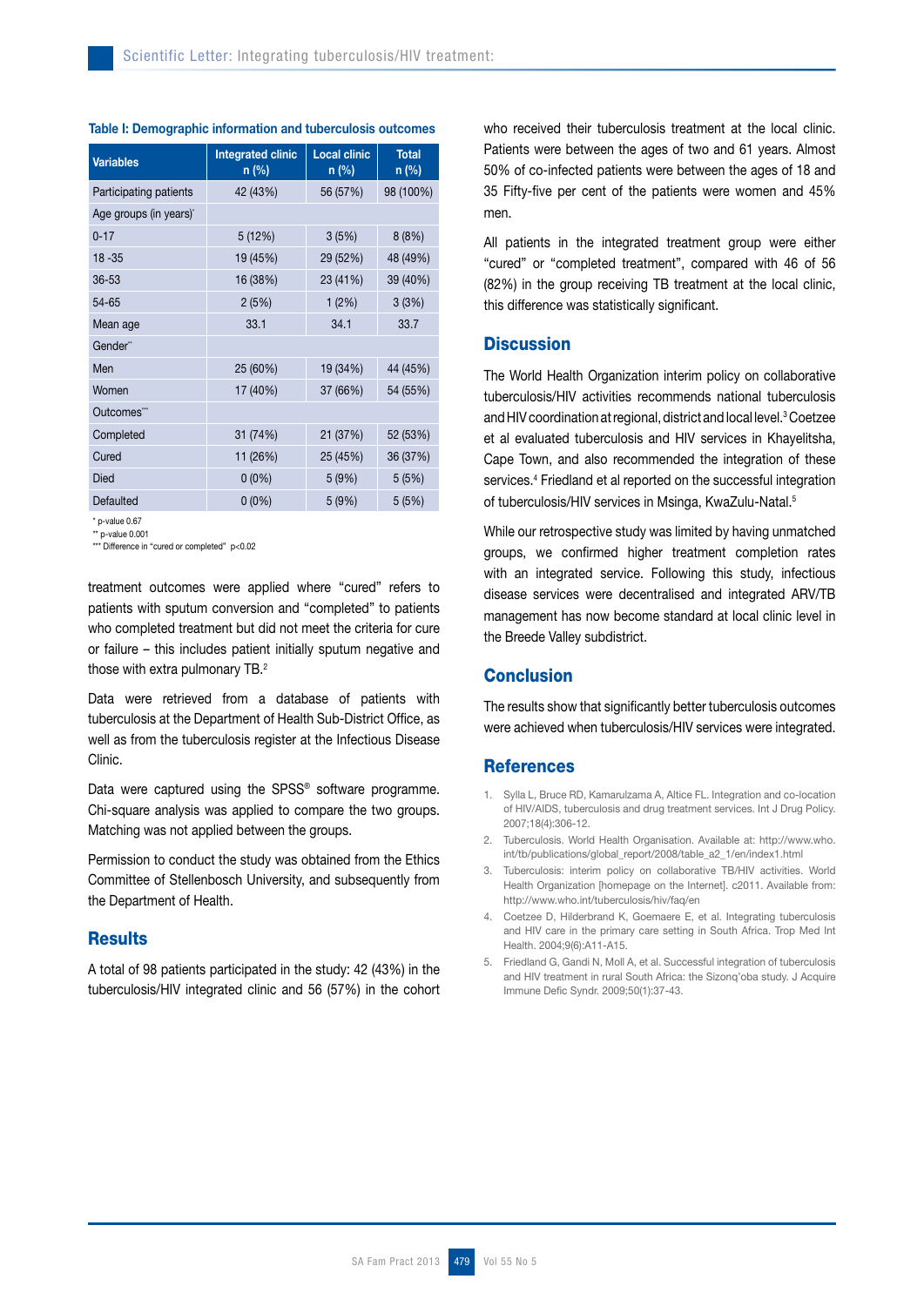**Table I: Demographic information and tuberculosis outcomes**

| Variables | Integrated clinic n (%) | Local clinic n (%) | Total n (%) |
|---|---|---|---|
| Participating patients | 42 (43%) | 56 (57%) | 98 (100%) |
| Age groups (in years)* | | | |
| 0-17 | 5 (12%) | 3 (5%) | 8 (8%) |
| 18 -35 | 19 (45%) | 29 (52%) | 48 (49%) |
| 36-53 | 16 (38%) | 23 (41%) | 39 (40%) |
| 54-65 | 2 (5%) | 1 (2%) | 3 (3%) |
| Mean age | 33.1 | 34.1 | 33.7 |
| Gender** | | | |
| Men | 25 (60%) | 19 (34%) | 44 (45%) |
| Women | 17 (40%) | 37 (66%) | 54 (55%) |
| Outcomes*** | | | |
| Completed | 31 (74%) | 21 (37%) | 52 (53%) |
| Cured | 11 (26%) | 25 (45%) | 36 (37%) |
| Died | 0 (0%) | 5 (9%) | 5 (5%) |
| Defaulted | 0 (0%) | 5 (9%) | 5 (5%) |

\* p-value 0.67
\** p-value 0.001
\*** Difference in "cured or completed" p<0.02

treatment outcomes were applied where "cured" refers to patients with sputum conversion and "completed" to patients who completed treatment but did not meet the criteria for cure or failure – this includes patient initially sputum negative and those with extra pulmonary TB.[2]

Data were retrieved from a database of patients with tuberculosis at the Department of Health Sub-District Office, as well as from the tuberculosis register at the Infectious Disease Clinic.

Data were captured using the SPSS® software programme. Chi-square analysis was applied to compare the two groups. Matching was not applied between the groups.

Permission to conduct the study was obtained from the Ethics Committee of Stellenbosch University, and subsequently from the Department of Health.

## Results

A total of 98 patients participated in the study: 42 (43%) in the tuberculosis/HIV integrated clinic and 56 (57%) in the cohort who received their tuberculosis treatment at the local clinic. Patients were between the ages of two and 61 years. Almost 50% of co-infected patients were between the ages of 18 and 35 Fifty-five per cent of the patients were women and 45% men.

All patients in the integrated treatment group were either "cured" or "completed treatment", compared with 46 of 56 (82%) in the group receiving TB treatment at the local clinic, this difference was statistically significant.

## Discussion

The World Health Organization interim policy on collaborative tuberculosis/HIV activities recommends national tuberculosis and HIV coordination at regional, district and local level.[3] Coetzee et al evaluated tuberculosis and HIV services in Khayelitsha, Cape Town, and also recommended the integration of these services.[4] Friedland et al reported on the successful integration of tuberculosis/HIV services in Msinga, KwaZulu-Natal.[5]

While our retrospective study was limited by having unmatched groups, we confirmed higher treatment completion rates with an integrated service. Following this study, infectious disease services were decentralised and integrated ARV/TB management has now become standard at local clinic level in the Breede Valley subdistrict.

## Conclusion

The results show that significantly better tuberculosis outcomes were achieved when tuberculosis/HIV services were integrated.

## References

1. Sylla L, Bruce RD, Kamarulzama A, Altice FL. Integration and co-location of HIV/AIDS, tuberculosis and drug treatment services. Int J Drug Policy. 2007;18(4):306-12.
2. Tuberculosis. World Health Organisation. Available at: http://www.who.int/tb/publications/global_report/2008/table_a2_1/en/index1.html
3. Tuberculosis: interim policy on collaborative TB/HIV activities. World Health Organization [homepage on the Internet]. c2011. Available from: http://www.who.int/tuberculosis/hiv/faq/en
4. Coetzee D, Hilderbrand K, Goemaere E, et al. Integrating tuberculosis and HIV care in the primary care setting in South Africa. Trop Med Int Health. 2004;9(6):A11-A15.
5. Friedland G, Gandi N, Moll A, et al. Successful integration of tuberculosis and HIV treatment in rural South Africa: the Sizonq'oba study. J Acquire Immune Defic Syndr. 2009;50(1):37-43.